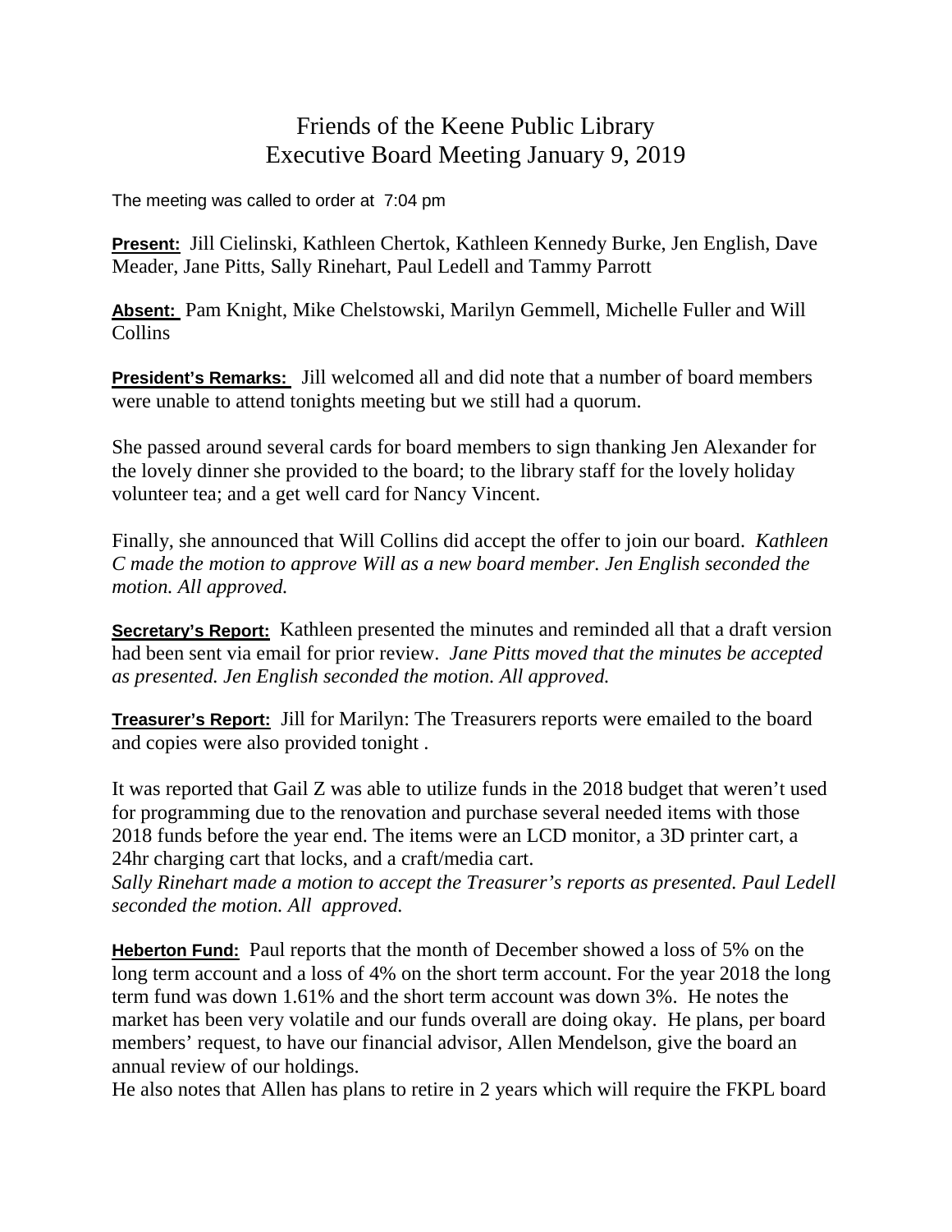# Friends of the Keene Public Library
## Executive Board Meeting January 9, 2019

The meeting was called to order at 7:04 pm

**Present:** Jill Cielinski, Kathleen Chertok, Kathleen Kennedy Burke, Jen English, Dave Meader, Jane Pitts, Sally Rinehart, Paul Ledell and Tammy Parrott

**Absent:** Pam Knight, Mike Chelstowski, Marilyn Gemmell, Michelle Fuller and Will Collins

**President's Remarks:** Jill welcomed all and did note that a number of board members were unable to attend tonights meeting but we still had a quorum.

She passed around several cards for board members to sign thanking Jen Alexander for the lovely dinner she provided to the board; to the library staff for the lovely holiday volunteer tea; and a get well card for Nancy Vincent.

Finally, she announced that Will Collins did accept the offer to join our board. *Kathleen C made the motion to approve Will as a new board member. Jen English seconded the motion. All approved.*

**Secretary's Report:** Kathleen presented the minutes and reminded all that a draft version had been sent via email for prior review. *Jane Pitts moved that the minutes be accepted as presented. Jen English seconded the motion. All approved.*

**Treasurer's Report:** Jill for Marilyn: The Treasurers reports were emailed to the board and copies were also provided tonight .

It was reported that Gail Z was able to utilize funds in the 2018 budget that weren't used for programming due to the renovation and purchase several needed items with those 2018 funds before the year end. The items were an LCD monitor, a 3D printer cart, a 24hr charging cart that locks, and a craft/media cart.
*Sally Rinehart made a motion to accept the Treasurer's reports as presented. Paul Ledell seconded the motion. All approved.*

**Heberton Fund:** Paul reports that the month of December showed a loss of 5% on the long term account and a loss of 4% on the short term account. For the year 2018 the long term fund was down 1.61% and the short term account was down 3%. He notes the market has been very volatile and our funds overall are doing okay. He plans, per board members' request, to have our financial advisor, Allen Mendelson, give the board an annual review of our holdings.
He also notes that Allen has plans to retire in 2 years which will require the FKPL board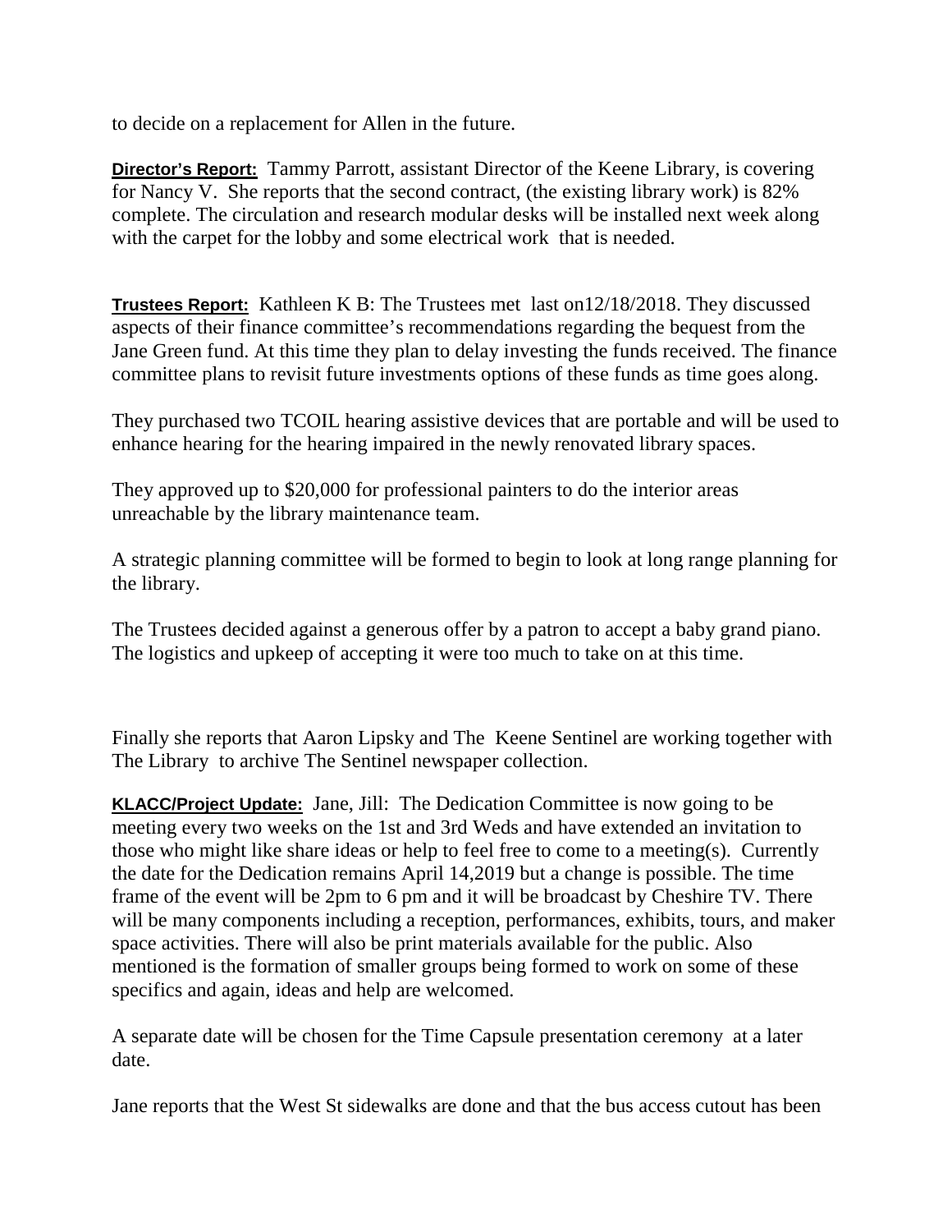to decide on a replacement for Allen in the future.

**Director's Report:** Tammy Parrott, assistant Director of the Keene Library, is covering for Nancy V. She reports that the second contract, (the existing library work) is 82% complete. The circulation and research modular desks will be installed next week along with the carpet for the lobby and some electrical work that is needed.

**Trustees Report:** Kathleen K B: The Trustees met last on12/18/2018. They discussed aspects of their finance committee's recommendations regarding the bequest from the Jane Green fund. At this time they plan to delay investing the funds received. The finance committee plans to revisit future investments options of these funds as time goes along.

They purchased two TCOIL hearing assistive devices that are portable and will be used to enhance hearing for the hearing impaired in the newly renovated library spaces.

They approved up to $20,000 for professional painters to do the interior areas unreachable by the library maintenance team.

A strategic planning committee will be formed to begin to look at long range planning for the library.

The Trustees decided against a generous offer by a patron to accept a baby grand piano. The logistics and upkeep of accepting it were too much to take on at this time.

Finally she reports that Aaron Lipsky and The Keene Sentinel are working together with The Library to archive The Sentinel newspaper collection.

**KLACC/Project Update:** Jane, Jill: The Dedication Committee is now going to be meeting every two weeks on the 1st and 3rd Weds and have extended an invitation to those who might like share ideas or help to feel free to come to a meeting(s). Currently the date for the Dedication remains April 14,2019 but a change is possible. The time frame of the event will be 2pm to 6 pm and it will be broadcast by Cheshire TV. There will be many components including a reception, performances, exhibits, tours, and maker space activities. There will also be print materials available for the public. Also mentioned is the formation of smaller groups being formed to work on some of these specifics and again, ideas and help are welcomed.

A separate date will be chosen for the Time Capsule presentation ceremony at a later date.

Jane reports that the West St sidewalks are done and that the bus access cutout has been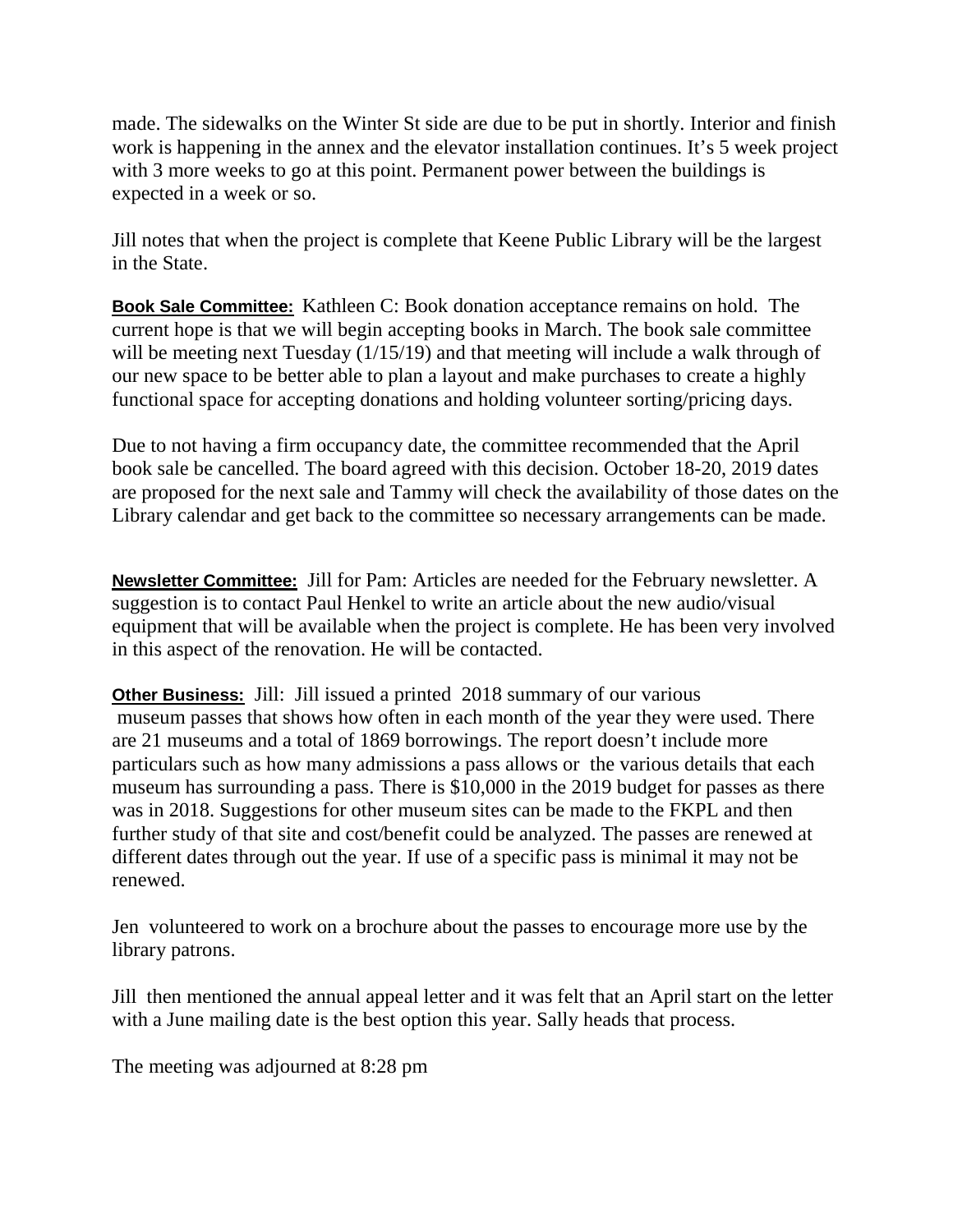made. The sidewalks on the Winter St side are due to be put in shortly. Interior and finish work is happening in the annex and the elevator installation continues. It's 5 week project with 3 more weeks to go at this point. Permanent power between the buildings is expected in a week or so.

Jill notes that when the project is complete that Keene Public Library will be the largest in the State.

**Book Sale Committee:** Kathleen C: Book donation acceptance remains on hold. The current hope is that we will begin accepting books in March. The book sale committee will be meeting next Tuesday (1/15/19) and that meeting will include a walk through of our new space to be better able to plan a layout and make purchases to create a highly functional space for accepting donations and holding volunteer sorting/pricing days.

Due to not having a firm occupancy date, the committee recommended that the April book sale be cancelled. The board agreed with this decision. October 18-20, 2019 dates are proposed for the next sale and Tammy will check the availability of those dates on the Library calendar and get back to the committee so necessary arrangements can be made.

**Newsletter Committee:** Jill for Pam: Articles are needed for the February newsletter. A suggestion is to contact Paul Henkel to write an article about the new audio/visual equipment that will be available when the project is complete. He has been very involved in this aspect of the renovation. He will be contacted.

**Other Business:** Jill: Jill issued a printed 2018 summary of our various museum passes that shows how often in each month of the year they were used. There are 21 museums and a total of 1869 borrowings. The report doesn't include more particulars such as how many admissions a pass allows or the various details that each museum has surrounding a pass. There is $10,000 in the 2019 budget for passes as there was in 2018. Suggestions for other museum sites can be made to the FKPL and then further study of that site and cost/benefit could be analyzed. The passes are renewed at different dates through out the year. If use of a specific pass is minimal it may not be renewed.

Jen volunteered to work on a brochure about the passes to encourage more use by the library patrons.

Jill then mentioned the annual appeal letter and it was felt that an April start on the letter with a June mailing date is the best option this year. Sally heads that process.

The meeting was adjourned at 8:28 pm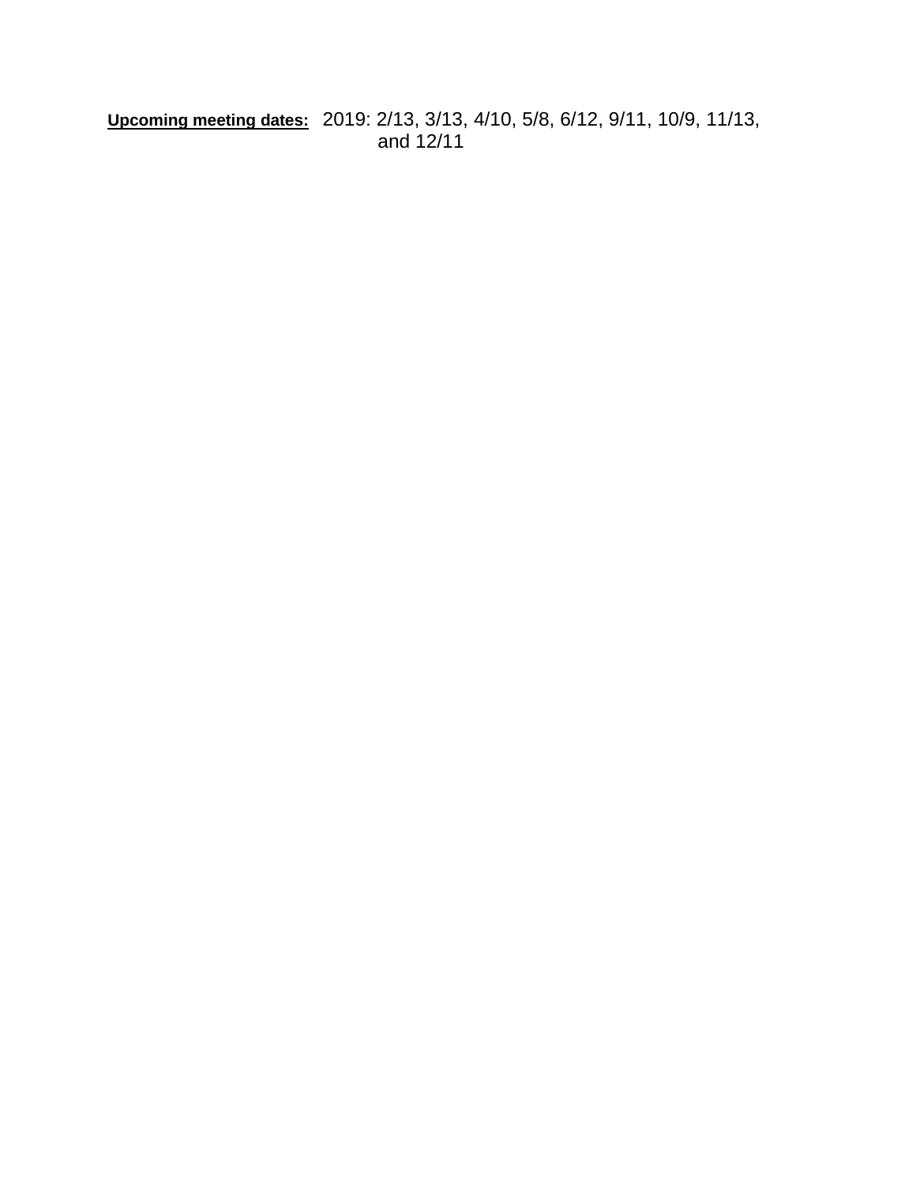**<u>Upcoming meeting dates:</u>** 2019: 2/13, 3/13, 4/10, 5/8, 6/12, 9/11, 10/9, 11/13, and 12/11